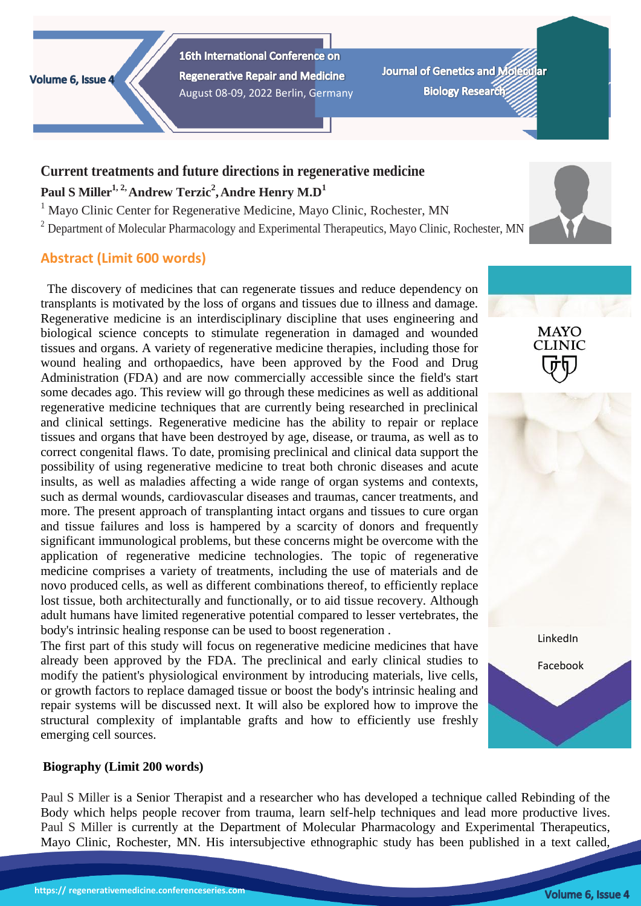# Current treatments and future directions in regenerative medicine

**Paul S Miller[1, 2], Andrew Terzic[2], Andre Henry M.D[1]**

[1] Mayo Clinic Center for Regenerative Medicine, Mayo Clinic, Rochester, MN

[2] Department of Molecular Pharmacology and Experimental Therapeutics, Mayo Clinic, Rochester, MN

## Abstract (Limit 600 words)

The discovery of medicines that can regenerate tissues and reduce dependency on transplants is motivated by the loss of organs and tissues due to illness and damage. Regenerative medicine is an interdisciplinary discipline that uses engineering and biological science concepts to stimulate regeneration in damaged and wounded tissues and organs. A variety of regenerative medicine therapies, including those for wound healing and orthopaedics, have been approved by the Food and Drug Administration (FDA) and are now commercially accessible since the field's start some decades ago. This review will go through these medicines as well as additional regenerative medicine techniques that are currently being researched in preclinical and clinical settings. Regenerative medicine has the ability to repair or replace tissues and organs that have been destroyed by age, disease, or trauma, as well as to correct congenital flaws. To date, promising preclinical and clinical data support the possibility of using regenerative medicine to treat both chronic diseases and acute insults, as well as maladies affecting a wide range of organ systems and contexts, such as dermal wounds, cardiovascular diseases and traumas, cancer treatments, and more. The present approach of transplanting intact organs and tissues to cure organ and tissue failures and loss is hampered by a scarcity of donors and frequently significant immunological problems, but these concerns might be overcome with the application of regenerative medicine technologies. The topic of regenerative medicine comprises a variety of treatments, including the use of materials and de novo produced cells, as well as different combinations thereof, to efficiently replace lost tissue, both architecturally and functionally, or to aid tissue recovery. Although adult humans have limited regenerative potential compared to lesser vertebrates, the body's intrinsic healing response can be used to boost regeneration .

The first part of this study will focus on regenerative medicine medicines that have already been approved by the FDA. The preclinical and early clinical studies to modify the patient's physiological environment by introducing materials, live cells, or growth factors to replace damaged tissue or boost the body's intrinsic healing and repair systems will be discussed next. It will also be explored how to improve the structural complexity of implantable grafts and how to efficiently use freshly emerging cell sources.

MAYO CLINIC

LinkedIn

Facebook

## Biography (Limit 200 words)

Paul S Miller is a Senior Therapist and a researcher who has developed a technique called Rebinding of the Body which helps people recover from trauma, learn self-help techniques and lead more productive lives. Paul S Miller is currently at the Department of Molecular Pharmacology and Experimental Therapeutics, Mayo Clinic, Rochester, MN. His intersubjective ethnographic study has been published in a text called,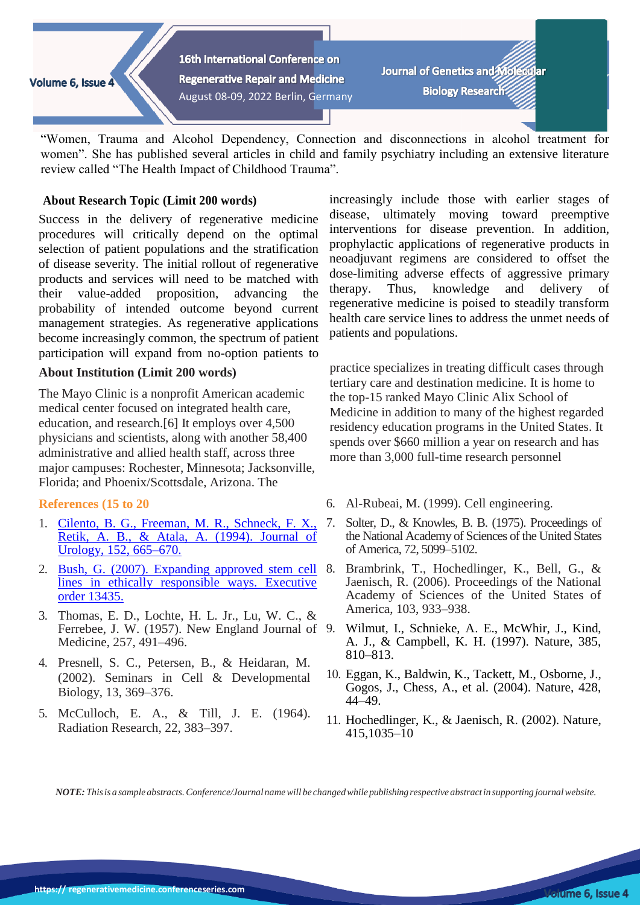"Women, Trauma and Alcohol Dependency, Connection and disconnections in alcohol treatment for women". She has published several articles in child and family psychiatry including an extensive literature review called "The Health Impact of Childhood Trauma".

### About Research Topic (Limit 200 words)

Success in the delivery of regenerative medicine procedures will critically depend on the optimal selection of patient populations and the stratification of disease severity. The initial rollout of regenerative products and services will need to be matched with their value-added proposition, advancing the probability of intended outcome beyond current management strategies. As regenerative applications become increasingly common, the spectrum of patient participation will expand from no-option patients to increasingly include those with earlier stages of disease, ultimately moving toward preemptive interventions for disease prevention. In addition, prophylactic applications of regenerative products in neoadjuvant regimens are considered to offset the dose-limiting adverse effects of aggressive primary therapy. Thus, knowledge and delivery of regenerative medicine is poised to steadily transform health care service lines to address the unmet needs of patients and populations.

### About Institution (Limit 200 words)

The Mayo Clinic is a nonprofit American academic medical center focused on integrated health care, education, and research.[6] It employs over 4,500 physicians and scientists, along with another 58,400 administrative and allied health staff, across three major campuses: Rochester, Minnesota; Jacksonville, Florida; and Phoenix/Scottsdale, Arizona. The practice specializes in treating difficult cases through tertiary care and destination medicine. It is home to the top-15 ranked Mayo Clinic Alix School of Medicine in addition to many of the highest regarded residency education programs in the United States. It spends over $660 million a year on research and has more than 3,000 full-time research personnel

### References (15 to 20)

1. Cilento, B. G., Freeman, M. R., Schneck, F. X., Retik, A. B., & Atala, A. (1994). Journal of Urology, 152, 665–670.
2. Bush, G. (2007). Expanding approved stem cell lines in ethically responsible ways. Executive order 13435.
3. Thomas, E. D., Lochte, H. L. Jr., Lu, W. C., & Ferrebee, J. W. (1957). New England Journal of Medicine, 257, 491–496.
4. Presnell, S. C., Petersen, B., & Heidaran, M. (2002). Seminars in Cell & Developmental Biology, 13, 369–376.
5. McCulloch, E. A., & Till, J. E. (1964). Radiation Research, 22, 383–397.
6. Al-Rubeai, M. (1999). Cell engineering.
7. Solter, D., & Knowles, B. B. (1975). Proceedings of the National Academy of Sciences of the United States of America, 72, 5099–5102.
8. Brambrink, T., Hochedlinger, K., Bell, G., & Jaenisch, R. (2006). Proceedings of the National Academy of Sciences of the United States of America, 103, 933–938.
9. Wilmut, I., Schnieke, A. E., McWhir, J., Kind, A. J., & Campbell, K. H. (1997). Nature, 385, 810–813.
10. Eggan, K., Baldwin, K., Tackett, M., Osborne, J., Gogos, J., Chess, A., et al. (2004). Nature, 428, 44–49.
11. Hochedlinger, K., & Jaenisch, R. (2002). Nature, 415,1035–10

***NOTE:** This is a sample abstracts. Conference/Journal name will be changed while publishing respective abstract in supporting journal website.*